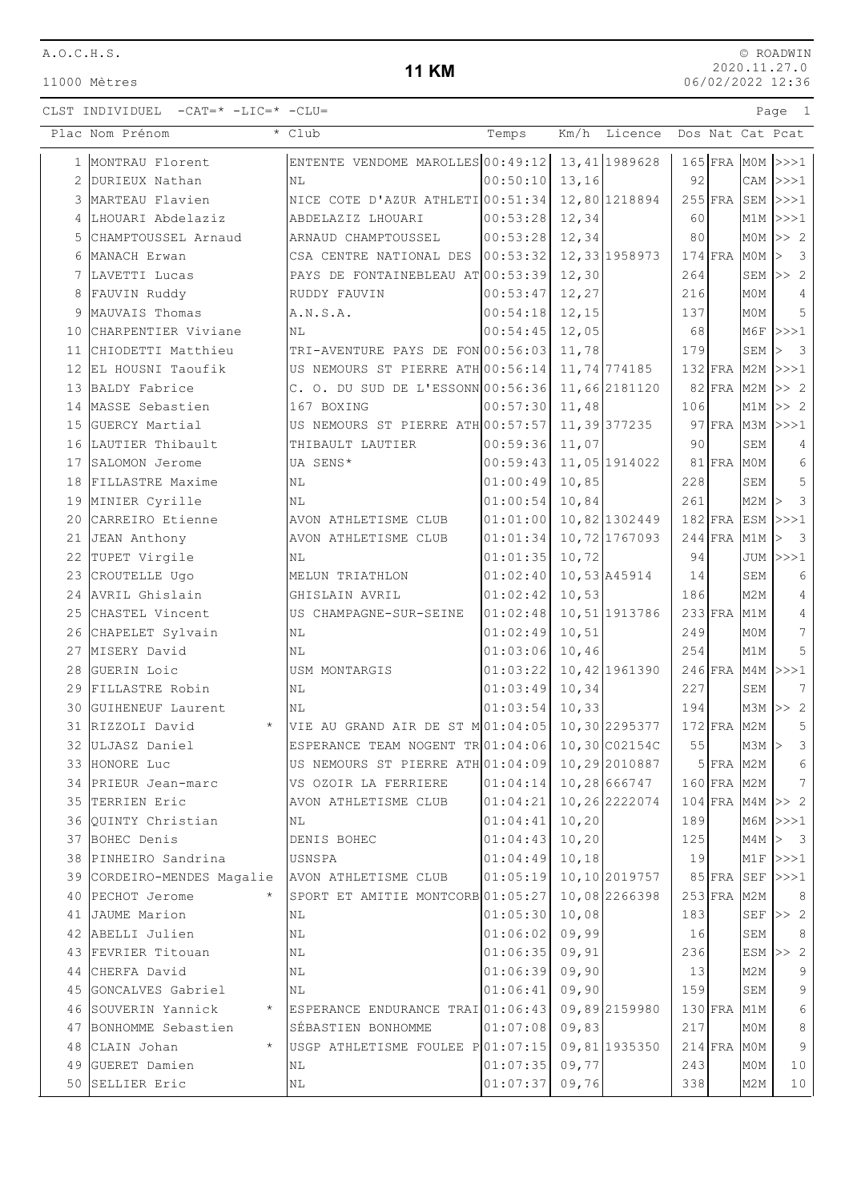A.O.C.H.S.

11000 Mètres

# 11 KM

© ROADWIN
2020.11.27.0
06/02/2022 12:36

CLST INDIVIDUEL -CAT=* -LIC=* -CLU=

| Plac | Nom Prénom | * | Club | Temps | Km/h | Licence | Dos | Nat | Cat | Pcat |
|---|---|---|---|---|---|---|---|---|---|---|
| 1 | MONTRAU Florent | | ENTENTE VENDOME MAROLLES | 00:49:12 | 13,41 | 1989628 | 165 | FRA | M0M | >>>1 |
| 2 | DURIEUX Nathan | | NL | 00:50:10 | 13,16 | | 92 | | CAM | >>>1 |
| 3 | MARTEAU Flavien | | NICE COTE D'AZUR ATHLETI | 00:51:34 | 12,80 | 1218894 | 255 | FRA | SEM | >>>1 |
| 4 | LHOUARI Abdelaziz | | ABDELAZIZ LHOUARI | 00:53:28 | 12,34 | | 60 | | M1M | >>>1 |
| 5 | CHAMPTOUSSEL Arnaud | | ARNAUD CHAMPTOUSSEL | 00:53:28 | 12,34 | | 80 | | M0M | >> 2 |
| 6 | MANACH Erwan | | CSA CENTRE NATIONAL DES | 00:53:32 | 12,33 | 1958973 | 174 | FRA | M0M | > 3 |
| 7 | LAVETTI Lucas | | PAYS DE FONTAINEBLEAU AT | 00:53:39 | 12,30 | | 264 | | SEM | >> 2 |
| 8 | FAUVIN Ruddy | | RUDDY FAUVIN | 00:53:47 | 12,27 | | 216 | | M0M | 4 |
| 9 | MAUVAIS Thomas | | A.N.S.A. | 00:54:18 | 12,15 | | 137 | | M0M | 5 |
| 10 | CHARPENTIER Viviane | | NL | 00:54:45 | 12,05 | | 68 | | M6F | >>>1 |
| 11 | CHIODETTI Matthieu | | TRI-AVENTURE PAYS DE FON | 00:56:03 | 11,78 | | 179 | | SEM | > 3 |
| 12 | EL HOUSNI Taoufik | | US NEMOURS ST PIERRE ATH | 00:56:14 | 11,74 | 774185 | 132 | FRA | M2M | >>>1 |
| 13 | BALDY Fabrice | | C. O. DU SUD DE L'ESSONN | 00:56:36 | 11,66 | 2181120 | 82 | FRA | M2M | >> 2 |
| 14 | MASSE Sebastien | | 167 BOXING | 00:57:30 | 11,48 | | 106 | | M1M | >> 2 |
| 15 | GUERCY Martial | | US NEMOURS ST PIERRE ATH | 00:57:57 | 11,39 | 377235 | 97 | FRA | M3M | >>>1 |
| 16 | LAUTIER Thibault | | THIBAULT LAUTIER | 00:59:36 | 11,07 | | 90 | | SEM | 4 |
| 17 | SALOMON Jerome | | UA SENS* | 00:59:43 | 11,05 | 1914022 | 81 | FRA | M0M | 6 |
| 18 | FILLASTRE Maxime | | NL | 01:00:49 | 10,85 | | 228 | | SEM | 5 |
| 19 | MINIER Cyrille | | NL | 01:00:54 | 10,84 | | 261 | | M2M | > 3 |
| 20 | CARREIRO Etienne | | AVON ATHLETISME CLUB | 01:01:00 | 10,82 | 1302449 | 182 | FRA | ESM | >>>1 |
| 21 | JEAN Anthony | | AVON ATHLETISME CLUB | 01:01:34 | 10,72 | 1767093 | 244 | FRA | M1M | > 3 |
| 22 | TUPET Virgile | | NL | 01:01:35 | 10,72 | | 94 | | JUM | >>>1 |
| 23 | CROUTELLE Ugo | | MELUN TRIATHLON | 01:02:40 | 10,53 | A45914 | 14 | | SEM | 6 |
| 24 | AVRIL Ghislain | | GHISLAIN AVRIL | 01:02:42 | 10,53 | | 186 | | M2M | 4 |
| 25 | CHASTEL Vincent | | US CHAMPAGNE-SUR-SEINE | 01:02:48 | 10,51 | 1913786 | 233 | FRA | M1M | 4 |
| 26 | CHAPELET Sylvain | | NL | 01:02:49 | 10,51 | | 249 | | M0M | 7 |
| 27 | MISERY David | | NL | 01:03:06 | 10,46 | | 254 | | M1M | 5 |
| 28 | GUERIN Loic | | USM MONTARGIS | 01:03:22 | 10,42 | 1961390 | 246 | FRA | M4M | >>>1 |
| 29 | FILLASTRE Robin | | NL | 01:03:49 | 10,34 | | 227 | | SEM | 7 |
| 30 | GUIHENEUF Laurent | | NL | 01:03:54 | 10,33 | | 194 | | M3M | >> 2 |
| 31 | RIZZOLI David | * | VIE AU GRAND AIR DE ST M | 01:04:05 | 10,30 | 2295377 | 172 | FRA | M2M | 5 |
| 32 | ULJASZ Daniel | | ESPERANCE TEAM NOGENT TR | 01:04:06 | 10,30 | C02154C | 55 | | M3M | > 3 |
| 33 | HONORE Luc | | US NEMOURS ST PIERRE ATH | 01:04:09 | 10,29 | 2010887 | 5 | FRA | M2M | 6 |
| 34 | PRIEUR Jean-marc | | VS OZOIR LA FERRIERE | 01:04:14 | 10,28 | 666747 | 160 | FRA | M2M | 7 |
| 35 | TERRIEN Eric | | AVON ATHLETISME CLUB | 01:04:21 | 10,26 | 2222074 | 104 | FRA | M4M | >> 2 |
| 36 | QUINTY Christian | | NL | 01:04:41 | 10,20 | | 189 | | M6M | >>>1 |
| 37 | BOHEC Denis | | DENIS BOHEC | 01:04:43 | 10,20 | | 125 | | M4M | > 3 |
| 38 | PINHEIRO Sandrina | | USNSPA | 01:04:49 | 10,18 | | 19 | | M1F | >>>1 |
| 39 | CORDEIRO-MENDES Magalie | | AVON ATHLETISME CLUB | 01:05:19 | 10,10 | 2019757 | 85 | FRA | SEF | >>>1 |
| 40 | PECHOT Jerome | * | SPORT ET AMITIE MONTCORB | 01:05:27 | 10,08 | 2266398 | 253 | FRA | M2M | 8 |
| 41 | JAUME Marion | | NL | 01:05:30 | 10,08 | | 183 | | SEF | >> 2 |
| 42 | ABELLI Julien | | NL | 01:06:02 | 09,99 | | 16 | | SEM | 8 |
| 43 | FEVRIER Titouan | | NL | 01:06:35 | 09,91 | | 236 | | ESM | >> 2 |
| 44 | CHERFA David | | NL | 01:06:39 | 09,90 | | 13 | | M2M | 9 |
| 45 | GONCALVES Gabriel | | NL | 01:06:41 | 09,90 | | 159 | | SEM | 9 |
| 46 | SOUVERIN Yannick | * | ESPERANCE ENDURANCE TRAI | 01:06:43 | 09,89 | 2159980 | 130 | FRA | M1M | 6 |
| 47 | BONHOMME Sebastien | | SÉBASTIEN BONHOMME | 01:07:08 | 09,83 | | 217 | | M0M | 8 |
| 48 | CLAIN Johan | * | USGP ATHLETISME FOULEE P | 01:07:15 | 09,81 | 1935350 | 214 | FRA | M0M | 9 |
| 49 | GUERET Damien | | NL | 01:07:35 | 09,77 | | 243 | | M0M | 10 |
| 50 | SELLIER Eric | | NL | 01:07:37 | 09,76 | | 338 | | M2M | 10 |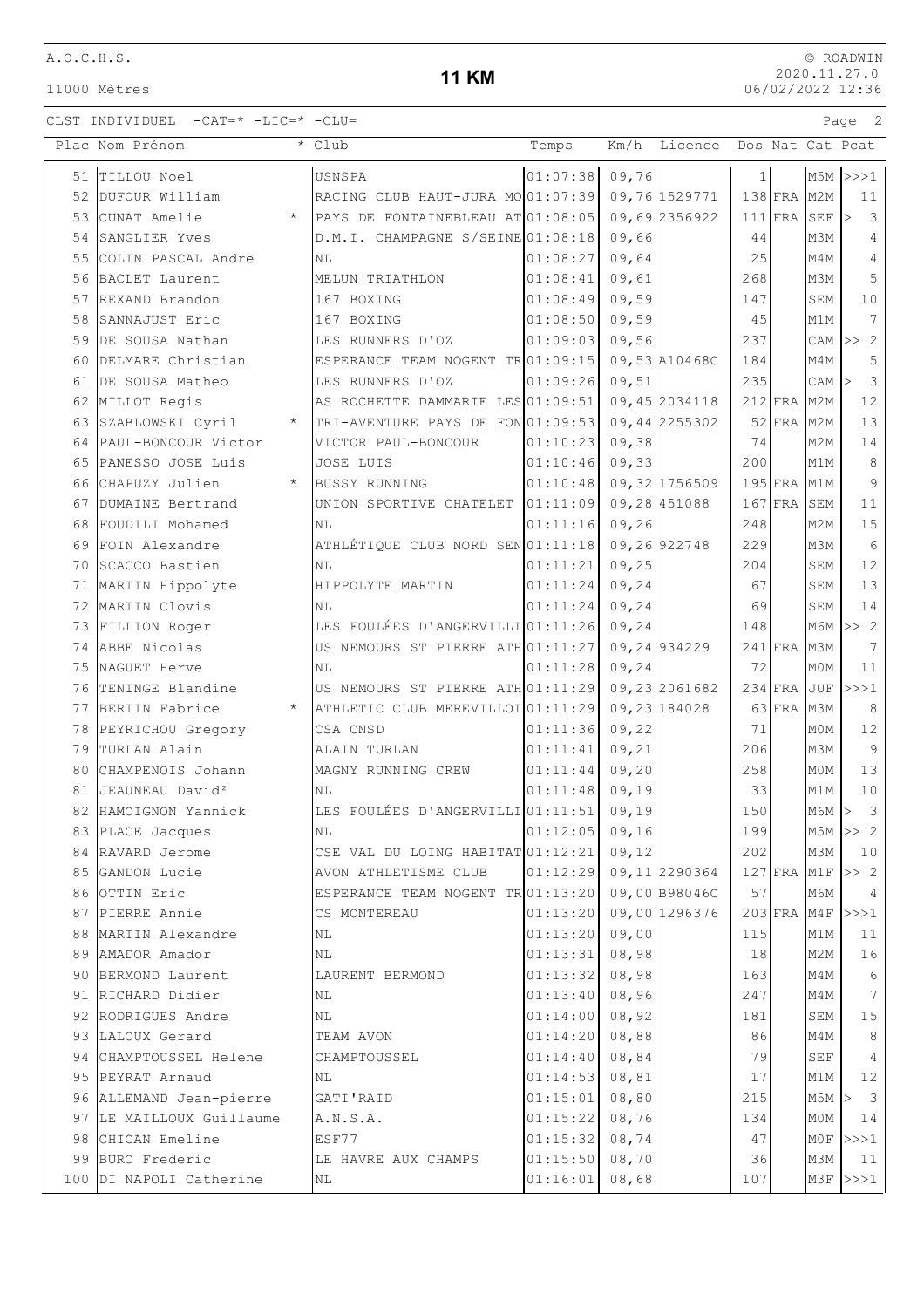# 11 KM

11000 Mètres

CLST INDIVIDUEL -CAT=* -LIC=* -CLU=

| Plac | Nom Prénom | * | Club | Temps | Km/h | Licence | Dos | Nat | Cat | Pcat |
|---|---|---|---|---|---|---|---|---|---|---|
| 51 | TILLOU Noel | | USNSPA | 01:07:38 | 09,76 | | 1 | | M5M | >>>1 |
| 52 | DUFOUR William | | RACING CLUB HAUT-JURA MO | 01:07:39 | 09,76 | 1529771 | 138 | FRA | M2M | 11 |
| 53 | CUNAT Amelie | * | PAYS DE FONTAINEBLEAU AT | 01:08:05 | 09,69 | 2356922 | 111 | FRA | SEF | > 3 |
| 54 | SANGLIER Yves | | D.M.I. CHAMPAGNE S/SEINE | 01:08:18 | 09,66 | | 44 | | M3M | 4 |
| 55 | COLIN PASCAL Andre | | NL | 01:08:27 | 09,64 | | 25 | | M4M | 4 |
| 56 | BACLET Laurent | | MELUN TRIATHLON | 01:08:41 | 09,61 | | 268 | | M3M | 5 |
| 57 | REXAND Brandon | | 167 BOXING | 01:08:49 | 09,59 | | 147 | | SEM | 10 |
| 58 | SANNAJUST Eric | | 167 BOXING | 01:08:50 | 09,59 | | 45 | | M1M | 7 |
| 59 | DE SOUSA Nathan | | LES RUNNERS D'OZ | 01:09:03 | 09,56 | | 237 | | CAM | >> 2 |
| 60 | DELMARE Christian | | ESPERANCE TEAM NOGENT TR | 01:09:15 | 09,53 | A10468C | 184 | | M4M | 5 |
| 61 | DE SOUSA Matheo | | LES RUNNERS D'OZ | 01:09:26 | 09,51 | | 235 | | CAM | > 3 |
| 62 | MILLOT Regis | | AS ROCHETTE DAMMARIE LES | 01:09:51 | 09,45 | 2034118 | 212 | FRA | M2M | 12 |
| 63 | SZABLOWSKI Cyril | * | TRI-AVENTURE PAYS DE FON | 01:09:53 | 09,44 | 2255302 | 52 | FRA | M2M | 13 |
| 64 | PAUL-BONCOUR Victor | | VICTOR PAUL-BONCOUR | 01:10:23 | 09,38 | | 74 | | M2M | 14 |
| 65 | PANESSO JOSE Luis | | JOSE LUIS | 01:10:46 | 09,33 | | 200 | | M1M | 8 |
| 66 | CHAPUZY Julien | * | BUSSY RUNNING | 01:10:48 | 09,32 | 1756509 | 195 | FRA | M1M | 9 |
| 67 | DUMAINE Bertrand | | UNION SPORTIVE CHATELET | 01:11:09 | 09,28 | 451088 | 167 | FRA | SEM | 11 |
| 68 | FOUDILI Mohamed | | NL | 01:11:16 | 09,26 | | 248 | | M2M | 15 |
| 69 | FOIN Alexandre | | ATHLÉTIQUE CLUB NORD SEN | 01:11:18 | 09,26 | 922748 | 229 | | M3M | 6 |
| 70 | SCACCO Bastien | | NL | 01:11:21 | 09,25 | | 204 | | SEM | 12 |
| 71 | MARTIN Hippolyte | | HIPPOLYTE MARTIN | 01:11:24 | 09,24 | | 67 | | SEM | 13 |
| 72 | MARTIN Clovis | | NL | 01:11:24 | 09,24 | | 69 | | SEM | 14 |
| 73 | FILLION Roger | | LES FOULÉES D'ANGERVILLI | 01:11:26 | 09,24 | | 148 | | M6M | >> 2 |
| 74 | ABBE Nicolas | | US NEMOURS ST PIERRE ATH | 01:11:27 | 09,24 | 934229 | 241 | FRA | M3M | 7 |
| 75 | NAGUET Herve | | NL | 01:11:28 | 09,24 | | 72 | | M0M | 11 |
| 76 | TENINGE Blandine | | US NEMOURS ST PIERRE ATH | 01:11:29 | 09,23 | 2061682 | 234 | FRA | JUF | >>>1 |
| 77 | BERTIN Fabrice | * | ATHLETIC CLUB MEREVILLOI | 01:11:29 | 09,23 | 184028 | 63 | FRA | M3M | 8 |
| 78 | PEYRICHOU Gregory | | CSA CNSD | 01:11:36 | 09,22 | | 71 | | M0M | 12 |
| 79 | TURLAN Alain | | ALAIN TURLAN | 01:11:41 | 09,21 | | 206 | | M3M | 9 |
| 80 | CHAMPENOIS Johann | | MAGNY RUNNING CREW | 01:11:44 | 09,20 | | 258 | | M0M | 13 |
| 81 | JEAUNEAU David² | | NL | 01:11:48 | 09,19 | | 33 | | M1M | 10 |
| 82 | HAMOIGNON Yannick | | LES FOULÉES D'ANGERVILLI | 01:11:51 | 09,19 | | 150 | | M6M | > 3 |
| 83 | PLACE Jacques | | NL | 01:12:05 | 09,16 | | 199 | | M5M | >> 2 |
| 84 | RAVARD Jerome | | CSE VAL DU LOING HABITAT | 01:12:21 | 09,12 | | 202 | | M3M | 10 |
| 85 | GANDON Lucie | | AVON ATHLETISME CLUB | 01:12:29 | 09,11 | 2290364 | 127 | FRA | M1F | >> 2 |
| 86 | OTTIN Eric | | ESPERANCE TEAM NOGENT TR | 01:13:20 | 09,00 | B98046C | 57 | | M6M | 4 |
| 87 | PIERRE Annie | | CS MONTEREAU | 01:13:20 | 09,00 | 1296376 | 203 | FRA | M4F | >>>1 |
| 88 | MARTIN Alexandre | | NL | 01:13:20 | 09,00 | | 115 | | M1M | 11 |
| 89 | AMADOR Amador | | NL | 01:13:31 | 08,98 | | 18 | | M2M | 16 |
| 90 | BERMOND Laurent | | LAURENT BERMOND | 01:13:32 | 08,98 | | 163 | | M4M | 6 |
| 91 | RICHARD Didier | | NL | 01:13:40 | 08,96 | | 247 | | M4M | 7 |
| 92 | RODRIGUES Andre | | NL | 01:14:00 | 08,92 | | 181 | | SEM | 15 |
| 93 | LALOUX Gerard | | TEAM AVON | 01:14:20 | 08,88 | | 86 | | M4M | 8 |
| 94 | CHAMPTOUSSEL Helene | | CHAMPTOUSSEL | 01:14:40 | 08,84 | | 79 | | SEF | 4 |
| 95 | PEYRAT Arnaud | | NL | 01:14:53 | 08,81 | | 17 | | M1M | 12 |
| 96 | ALLEMAND Jean-pierre | | GATI'RAID | 01:15:01 | 08,80 | | 215 | | M5M | > 3 |
| 97 | LE MAILLOUX Guillaume | | A.N.S.A. | 01:15:22 | 08,76 | | 134 | | M0M | 14 |
| 98 | CHICAN Emeline | | ESF77 | 01:15:32 | 08,74 | | 47 | | M0F | >>>1 |
| 99 | BURO Frederic | | LE HAVRE AUX CHAMPS | 01:15:50 | 08,70 | | 36 | | M3M | 11 |
| 100 | DI NAPOLI Catherine | | NL | 01:16:01 | 08,68 | | 107 | | M3F | >>>1 |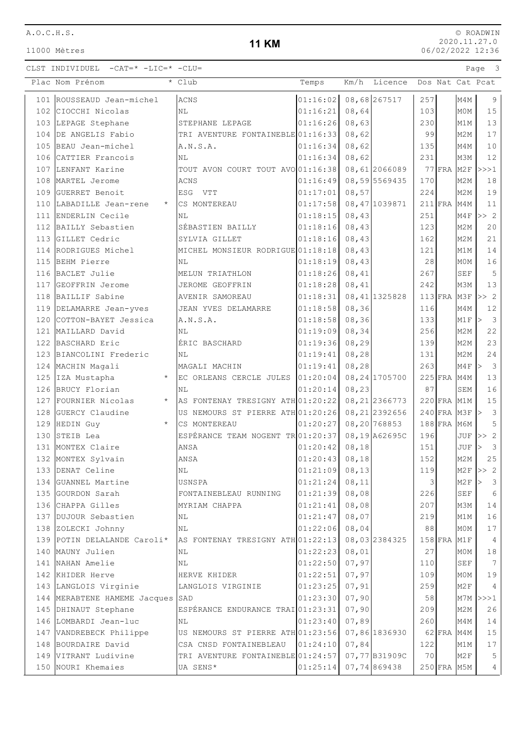A.O.C.H.S.

11000 Mètres

# 11 KM

© ROADWIN
2020.11.27.0
06/02/2022 12:36

CLST INDIVIDUEL -CAT=* -LIC=* -CLU=

| Plac | Nom Prénom | * | Club | Temps | Km/h | Licence | Dos | Nat | Cat | Pcat |
|---|---|---|---|---|---|---|---|---|---|---|
| 101 | ROUSSEAUD Jean-michel | | ACNS | 01:16:02 | 08,68 | 267517 | 257 | | M4M | 9 |
| 102 | CIOCCHI Nicolas | | NL | 01:16:21 | 08,64 | | 103 | | M0M | 15 |
| 103 | LEPAGE Stephane | | STEPHANE LEPAGE | 01:16:26 | 08,63 | | 230 | | M1M | 13 |
| 104 | DE ANGELIS Fabio | | TRI AVENTURE FONTAINEBLE | 01:16:33 | 08,62 | | 99 | | M2M | 17 |
| 105 | BEAU Jean-michel | | A.N.S.A. | 01:16:34 | 08,62 | | 135 | | M4M | 10 |
| 106 | CATTIER Francois | | NL | 01:16:34 | 08,62 | | 231 | | M3M | 12 |
| 107 | LENFANT Karine | | TOUT AVON COURT TOUT AVO | 01:16:38 | 08,61 | 2066089 | 77 | FRA | M2F | >>>1 |
| 108 | MARTEL Jerome | | ACNS | 01:16:49 | 08,59 | 5569435 | 170 | | M2M | 18 |
| 109 | GUERRET Benoit | | ESG VTT | 01:17:01 | 08,57 | | 224 | | M2M | 19 |
| 110 | LABADILLE Jean-rene | * | CS MONTEREAU | 01:17:58 | 08,47 | 1039871 | 211 | FRA | M4M | 11 |
| 111 | ENDERLIN Cecile | | NL | 01:18:15 | 08,43 | | 251 | | M4F | >> 2 |
| 112 | BAILLY Sebastien | | SÉBASTIEN BAILLY | 01:18:16 | 08,43 | | 123 | | M2M | 20 |
| 113 | GILLET Cedric | | SYLVIA GILLET | 01:18:16 | 08,43 | | 162 | | M2M | 21 |
| 114 | RODRIGUES Michel | | MICHEL MONSIEUR RODRIGUE | 01:18:18 | 08,43 | | 121 | | M1M | 14 |
| 115 | BEHM Pierre | | NL | 01:18:19 | 08,43 | | 28 | | M0M | 16 |
| 116 | BACLET Julie | | MELUN TRIATHLON | 01:18:26 | 08,41 | | 267 | | SEF | 5 |
| 117 | GEOFFRIN Jerome | | JEROME GEOFFRIN | 01:18:28 | 08,41 | | 242 | | M3M | 13 |
| 118 | BAILLIF Sabine | | AVENIR SAMOREAU | 01:18:31 | 08,41 | 1325828 | 113 | FRA | M3F | >> 2 |
| 119 | DELAMARRE Jean-yves | | JEAN YVES DELAMARRE | 01:18:58 | 08,36 | | 116 | | M4M | 12 |
| 120 | COTTON-BAYET Jessica | | A.N.S.A. | 01:18:58 | 08,36 | | 133 | | M1F | > 3 |
| 121 | MAILLARD David | | NL | 01:19:09 | 08,34 | | 256 | | M2M | 22 |
| 122 | BASCHARD Eric | | ÉRIC BASCHARD | 01:19:36 | 08,29 | | 139 | | M2M | 23 |
| 123 | BIANCOLINI Frederic | | NL | 01:19:41 | 08,28 | | 131 | | M2M | 24 |
| 124 | MACHIN Magali | | MAGALI MACHIN | 01:19:41 | 08,28 | | 263 | | M4F | > 3 |
| 125 | IZA Mustapha | * | EC ORLEANS CERCLE JULES | 01:20:04 | 08,24 | 1705700 | 225 | FRA | M4M | 13 |
| 126 | BRUCY Florian | | NL | 01:20:14 | 08,23 | | 87 | | SEM | 16 |
| 127 | FOURNIER Nicolas | * | AS FONTENAY TRESIGNY ATH | 01:20:22 | 08,21 | 2366773 | 220 | FRA | M1M | 15 |
| 128 | GUERCY Claudine | | US NEMOURS ST PIERRE ATH | 01:20:26 | 08,21 | 2392656 | 240 | FRA | M3F | > 3 |
| 129 | HEDIN Guy | * | CS MONTEREAU | 01:20:27 | 08,20 | 768853 | 188 | FRA | M6M | 5 |
| 130 | STEIB Lea | | ESPÉRANCE TEAM NOGENT TR | 01:20:37 | 08,19 | A62695C | 196 | | JUF | >> 2 |
| 131 | MONTEX Claire | | ANSA | 01:20:42 | 08,18 | | 151 | | JUF | > 3 |
| 132 | MONTEX Sylvain | | ANSA | 01:20:43 | 08,18 | | 152 | | M2M | 25 |
| 133 | DENAT Celine | | NL | 01:21:09 | 08,13 | | 119 | | M2F | >> 2 |
| 134 | GUANNEL Martine | | USNSPA | 01:21:24 | 08,11 | | 3 | | M2F | > 3 |
| 135 | GOURDON Sarah | | FONTAINEBLEAU RUNNING | 01:21:39 | 08,08 | | 226 | | SEF | 6 |
| 136 | CHAPPA Gilles | | MYRIAM CHAPPA | 01:21:41 | 08,08 | | 207 | | M3M | 14 |
| 137 | DUJOUR Sebastien | | NL | 01:21:47 | 08,07 | | 219 | | M1M | 16 |
| 138 | ZOLECKI Johnny | | NL | 01:22:06 | 08,04 | | 88 | | M0M | 17 |
| 139 | POTIN DELALANDE Caroli* | | AS FONTENAY TRESIGNY ATH | 01:22:13 | 08,03 | 2384325 | 158 | FRA | M1F | 4 |
| 140 | MAUNY Julien | | NL | 01:22:23 | 08,01 | | 27 | | M0M | 18 |
| 141 | NAHAN Amelie | | NL | 01:22:50 | 07,97 | | 110 | | SEF | 7 |
| 142 | KHIDER Herve | | HERVE KHIDER | 01:22:51 | 07,97 | | 109 | | M0M | 19 |
| 143 | LANGLOIS Virginie | | LANGLOIS VIRGINIE | 01:23:25 | 07,91 | | 259 | | M2F | 4 |
| 144 | MERABTENE HAMEME Jacques | | SAD | 01:23:30 | 07,90 | | 58 | | M7M | >>>1 |
| 145 | DHINAUT Stephane | | ESPÉRANCE ENDURANCE TRAI | 01:23:31 | 07,90 | | 209 | | M2M | 26 |
| 146 | LOMBARDI Jean-luc | | NL | 01:23:40 | 07,89 | | 260 | | M4M | 14 |
| 147 | VANDREBECK Philippe | | US NEMOURS ST PIERRE ATH | 01:23:56 | 07,86 | 1836930 | 62 | FRA | M4M | 15 |
| 148 | BOURDAIRE David | | CSA CNSD FONTAINEBLEAU | 01:24:10 | 07,84 | | 122 | | M1M | 17 |
| 149 | VITRANT Ludivine | | TRI AVENTURE FONTAINEBLE | 01:24:57 | 07,77 | B31909C | 70 | | M2F | 5 |
| 150 | NOURI Khemaies | | UA SENS* | 01:25:14 | 07,74 | 869438 | 250 | FRA | M5M | 4 |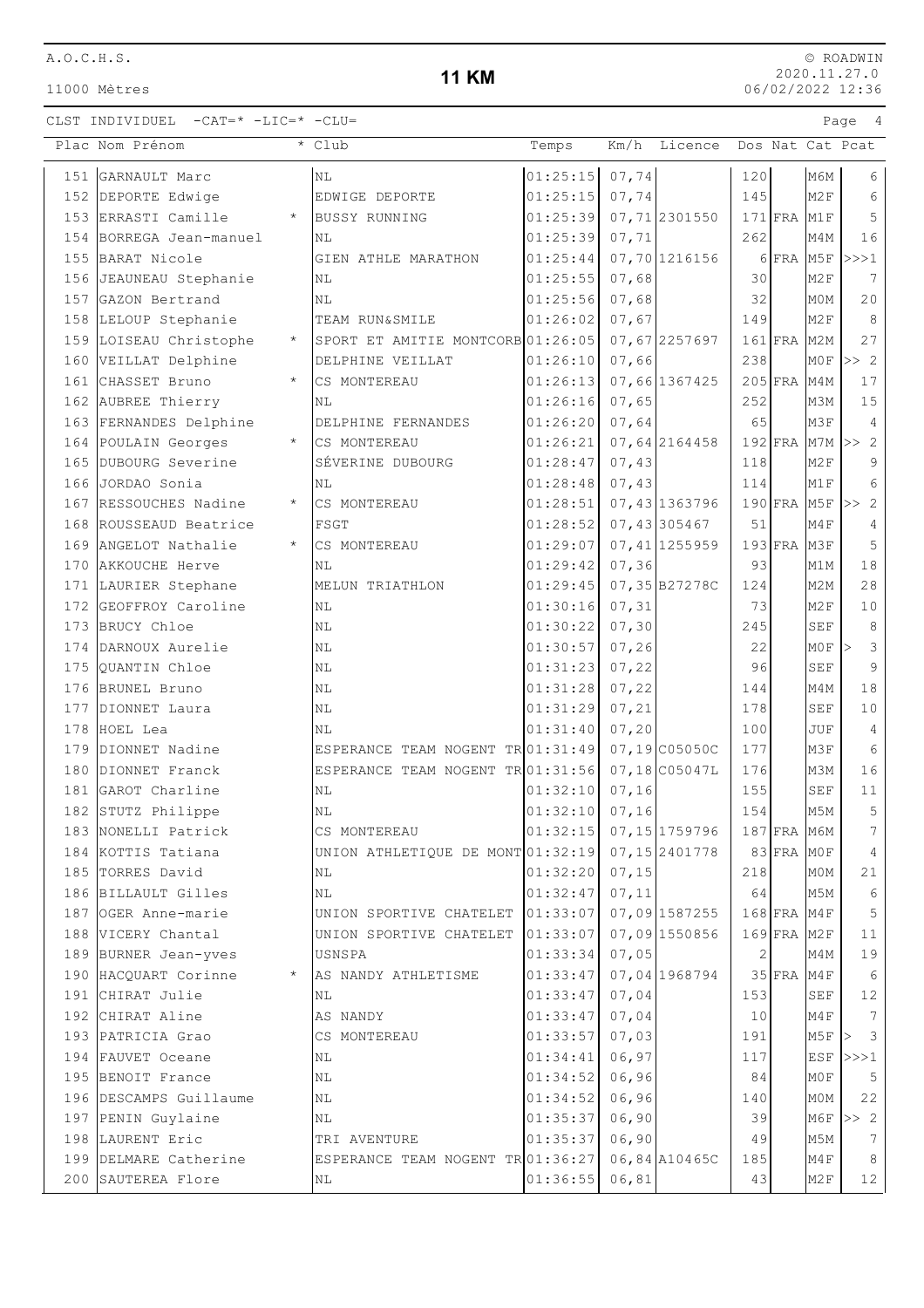# 11 KM

11000 Mètres

CLST INDIVIDUEL -CAT=* -LIC=* -CLU=

| Plac | Nom Prénom | * | Club | Temps | Km/h | Licence | Dos | Nat | Cat | Pcat |
|---|---|---|---|---|---|---|---|---|---|---|
| 151 | GARNAULT Marc | | NL | 01:25:15 | 07,74 | | 120 | | M6M | 6 |
| 152 | DEPORTE Edwige | | EDWIGE DEPORTE | 01:25:15 | 07,74 | | 145 | | M2F | 6 |
| 153 | ERRASTI Camille | * | BUSSY RUNNING | 01:25:39 | 07,71 | 2301550 | 171 | FRA | M1F | 5 |
| 154 | BORREGA Jean-manuel | | NL | 01:25:39 | 07,71 | | 262 | | M4M | 16 |
| 155 | BARAT Nicole | | GIEN ATHLE MARATHON | 01:25:44 | 07,70 | 1216156 | 6 | FRA | M5F | >>>1 |
| 156 | JEAUNEAU Stephanie | | NL | 01:25:55 | 07,68 | | 30 | | M2F | 7 |
| 157 | GAZON Bertrand | | NL | 01:25:56 | 07,68 | | 32 | | M0M | 20 |
| 158 | LELOUP Stephanie | | TEAM RUN&SMILE | 01:26:02 | 07,67 | | 149 | | M2F | 8 |
| 159 | LOISEAU Christophe | * | SPORT ET AMITIE MONTCORB | 01:26:05 | 07,67 | 2257697 | 161 | FRA | M2M | 27 |
| 160 | VEILLAT Delphine | | DELPHINE VEILLAT | 01:26:10 | 07,66 | | 238 | | M0F | >> 2 |
| 161 | CHASSET Bruno | * | CS MONTEREAU | 01:26:13 | 07,66 | 1367425 | 205 | FRA | M4M | 17 |
| 162 | AUBREE Thierry | | NL | 01:26:16 | 07,65 | | 252 | | M3M | 15 |
| 163 | FERNANDES Delphine | | DELPHINE FERNANDES | 01:26:20 | 07,64 | | 65 | | M3F | 4 |
| 164 | POULAIN Georges | * | CS MONTEREAU | 01:26:21 | 07,64 | 2164458 | 192 | FRA | M7M | >> 2 |
| 165 | DUBOURG Severine | | SÉVERINE DUBOURG | 01:28:47 | 07,43 | | 118 | | M2F | 9 |
| 166 | JORDAO Sonia | | NL | 01:28:48 | 07,43 | | 114 | | M1F | 6 |
| 167 | RESSOUCHES Nadine | * | CS MONTEREAU | 01:28:51 | 07,43 | 1363796 | 190 | FRA | M5F | >> 2 |
| 168 | ROUSSEAUD Beatrice | | FSGT | 01:28:52 | 07,43 | 305467 | 51 | | M4F | 4 |
| 169 | ANGELOT Nathalie | * | CS MONTEREAU | 01:29:07 | 07,41 | 1255959 | 193 | FRA | M3F | 5 |
| 170 | AKKOUCHE Herve | | NL | 01:29:42 | 07,36 | | 93 | | M1M | 18 |
| 171 | LAURIER Stephane | | MELUN TRIATHLON | 01:29:45 | 07,35 | B27278C | 124 | | M2M | 28 |
| 172 | GEOFFROY Caroline | | NL | 01:30:16 | 07,31 | | 73 | | M2F | 10 |
| 173 | BRUCY Chloe | | NL | 01:30:22 | 07,30 | | 245 | | SEF | 8 |
| 174 | DARNOUX Aurelie | | NL | 01:30:57 | 07,26 | | 22 | | M0F | > 3 |
| 175 | QUANTIN Chloe | | NL | 01:31:23 | 07,22 | | 96 | | SEF | 9 |
| 176 | BRUNEL Bruno | | NL | 01:31:28 | 07,22 | | 144 | | M4M | 18 |
| 177 | DIONNET Laura | | NL | 01:31:29 | 07,21 | | 178 | | SEF | 10 |
| 178 | HOEL Lea | | NL | 01:31:40 | 07,20 | | 100 | | JUF | 4 |
| 179 | DIONNET Nadine | | ESPERANCE TEAM NOGENT TR | 01:31:49 | 07,19 | C05050C | 177 | | M3F | 6 |
| 180 | DIONNET Franck | | ESPERANCE TEAM NOGENT TR | 01:31:56 | 07,18 | C05047L | 176 | | M3M | 16 |
| 181 | GAROT Charline | | NL | 01:32:10 | 07,16 | | 155 | | SEF | 11 |
| 182 | STUTZ Philippe | | NL | 01:32:10 | 07,16 | | 154 | | M5M | 5 |
| 183 | NONELLI Patrick | | CS MONTEREAU | 01:32:15 | 07,15 | 1759796 | 187 | FRA | M6M | 7 |
| 184 | KOTTIS Tatiana | | UNION ATHLETIQUE DE MONT | 01:32:19 | 07,15 | 2401778 | 83 | FRA | M0F | 4 |
| 185 | TORRES David | | NL | 01:32:20 | 07,15 | | 218 | | M0M | 21 |
| 186 | BILLAULT Gilles | | NL | 01:32:47 | 07,11 | | 64 | | M5M | 6 |
| 187 | OGER Anne-marie | | UNION SPORTIVE CHATELET | 01:33:07 | 07,09 | 1587255 | 168 | FRA | M4F | 5 |
| 188 | VICERY Chantal | | UNION SPORTIVE CHATELET | 01:33:07 | 07,09 | 1550856 | 169 | FRA | M2F | 11 |
| 189 | BURNER Jean-yves | | USNSPA | 01:33:34 | 07,05 | | 2 | | M4M | 19 |
| 190 | HACQUART Corinne | * | AS NANDY ATHLETISME | 01:33:47 | 07,04 | 1968794 | 35 | FRA | M4F | 6 |
| 191 | CHIRAT Julie | | NL | 01:33:47 | 07,04 | | 153 | | SEF | 12 |
| 192 | CHIRAT Aline | | AS NANDY | 01:33:47 | 07,04 | | 10 | | M4F | 7 |
| 193 | PATRICIA Grao | | CS MONTEREAU | 01:33:57 | 07,03 | | 191 | | M5F | > 3 |
| 194 | FAUVET Oceane | | NL | 01:34:41 | 06,97 | | 117 | | ESF | >>>1 |
| 195 | BENOIT France | | NL | 01:34:52 | 06,96 | | 84 | | M0F | 5 |
| 196 | DESCAMPS Guillaume | | NL | 01:34:52 | 06,96 | | 140 | | M0M | 22 |
| 197 | PENIN Guylaine | | NL | 01:35:37 | 06,90 | | 39 | | M6F | >> 2 |
| 198 | LAURENT Eric | | TRI AVENTURE | 01:35:37 | 06,90 | | 49 | | M5M | 7 |
| 199 | DELMARE Catherine | | ESPERANCE TEAM NOGENT TR | 01:36:27 | 06,84 | A10465C | 185 | | M4F | 8 |
| 200 | SAUTEREA Flore | | NL | 01:36:55 | 06,81 | | 43 | | M2F | 12 |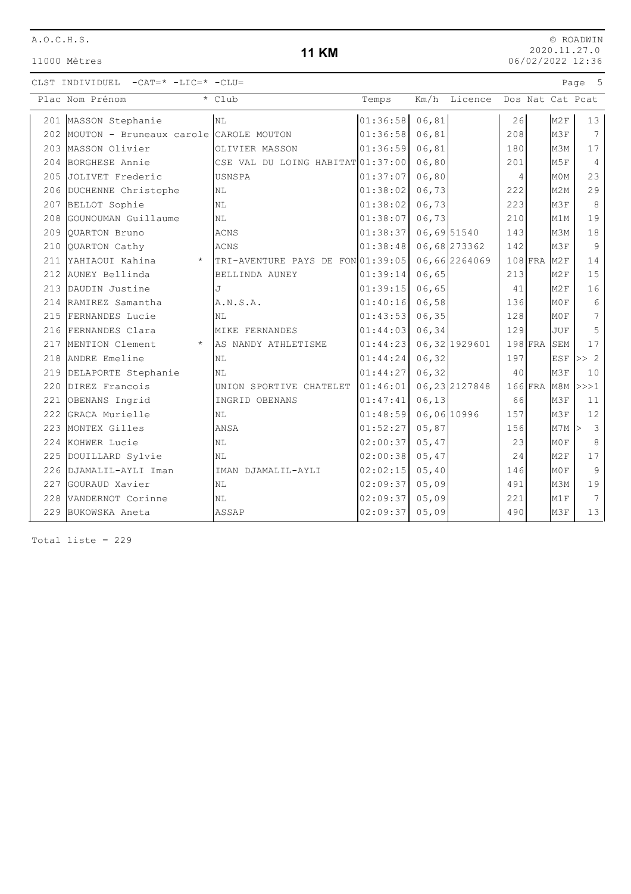A.O.C.H.S.

11000 Mètres

# 11 KM

© ROADWIN
2020.11.27.0
06/02/2022 12:36

CLST INDIVIDUEL -CAT=* -LIC=* -CLU=

| Plac | Nom Prénom | * | Club | Temps | Km/h | Licence | Dos | Nat | Cat | Pcat |
|---|---|---|---|---|---|---|---|---|---|---|
| 201 | MASSON Stephanie | | NL | 01:36:58 | 06,81 | | 26 | | M2F | 13 |
| 202 | MOUTON - Bruneaux carole | | CAROLE MOUTON | 01:36:58 | 06,81 | | 208 | | M3F | 7 |
| 203 | MASSON Olivier | | OLIVIER MASSON | 01:36:59 | 06,81 | | 180 | | M3M | 17 |
| 204 | BORGHESE Annie | | CSE VAL DU LOING HABITAT | 01:37:00 | 06,80 | | 201 | | M5F | 4 |
| 205 | JOLIVET Frederic | | USNSPA | 01:37:07 | 06,80 | | 4 | | M0M | 23 |
| 206 | DUCHENNE Christophe | | NL | 01:38:02 | 06,73 | | 222 | | M2M | 29 |
| 207 | BELLOT Sophie | | NL | 01:38:02 | 06,73 | | 223 | | M3F | 8 |
| 208 | GOUNOUMAN Guillaume | | NL | 01:38:07 | 06,73 | | 210 | | M1M | 19 |
| 209 | QUARTON Bruno | | ACNS | 01:38:37 | 06,69 | 51540 | 143 | | M3M | 18 |
| 210 | QUARTON Cathy | | ACNS | 01:38:48 | 06,68 | 273362 | 142 | | M3F | 9 |
| 211 | YAHIAOUI Kahina | * | TRI-AVENTURE PAYS DE FON | 01:39:05 | 06,66 | 2264069 | 108 | FRA | M2F | 14 |
| 212 | AUNEY Bellinda | | BELLINDA AUNEY | 01:39:14 | 06,65 | | 213 | | M2F | 15 |
| 213 | DAUDIN Justine | | J | 01:39:15 | 06,65 | | 41 | | M2F | 16 |
| 214 | RAMIREZ Samantha | | A.N.S.A. | 01:40:16 | 06,58 | | 136 | | M0F | 6 |
| 215 | FERNANDES Lucie | | NL | 01:43:53 | 06,35 | | 128 | | M0F | 7 |
| 216 | FERNANDES Clara | | MIKE FERNANDES | 01:44:03 | 06,34 | | 129 | | JUF | 5 |
| 217 | MENTION Clement | * | AS NANDY ATHLETISME | 01:44:23 | 06,32 | 1929601 | 198 | FRA | SEM | 17 |
| 218 | ANDRE Emeline | | NL | 01:44:24 | 06,32 | | 197 | | ESF | >> 2 |
| 219 | DELAPORTE Stephanie | | NL | 01:44:27 | 06,32 | | 40 | | M3F | 10 |
| 220 | DIREZ Francois | | UNION SPORTIVE CHATELET | 01:46:01 | 06,23 | 2127848 | 166 | FRA | M8M | >>>1 |
| 221 | OBENANS Ingrid | | INGRID OBENANS | 01:47:41 | 06,13 | | 66 | | M3F | 11 |
| 222 | GRACA Murielle | | NL | 01:48:59 | 06,06 | 10996 | 157 | | M3F | 12 |
| 223 | MONTEX Gilles | | ANSA | 01:52:27 | 05,87 | | 156 | | M7M | > 3 |
| 224 | KOHWER Lucie | | NL | 02:00:37 | 05,47 | | 23 | | M0F | 8 |
| 225 | DOUILLARD Sylvie | | NL | 02:00:38 | 05,47 | | 24 | | M2F | 17 |
| 226 | DJAMALIL-AYLI Iman | | IMAN DJAMALIL-AYLI | 02:02:15 | 05,40 | | 146 | | M0F | 9 |
| 227 | GOURAUD Xavier | | NL | 02:09:37 | 05,09 | | 491 | | M3M | 19 |
| 228 | VANDERNOT Corinne | | NL | 02:09:37 | 05,09 | | 221 | | M1F | 7 |
| 229 | BUKOWSKA Aneta | | ASSAP | 02:09:37 | 05,09 | | 490 | | M3F | 13 |

Total liste = 229